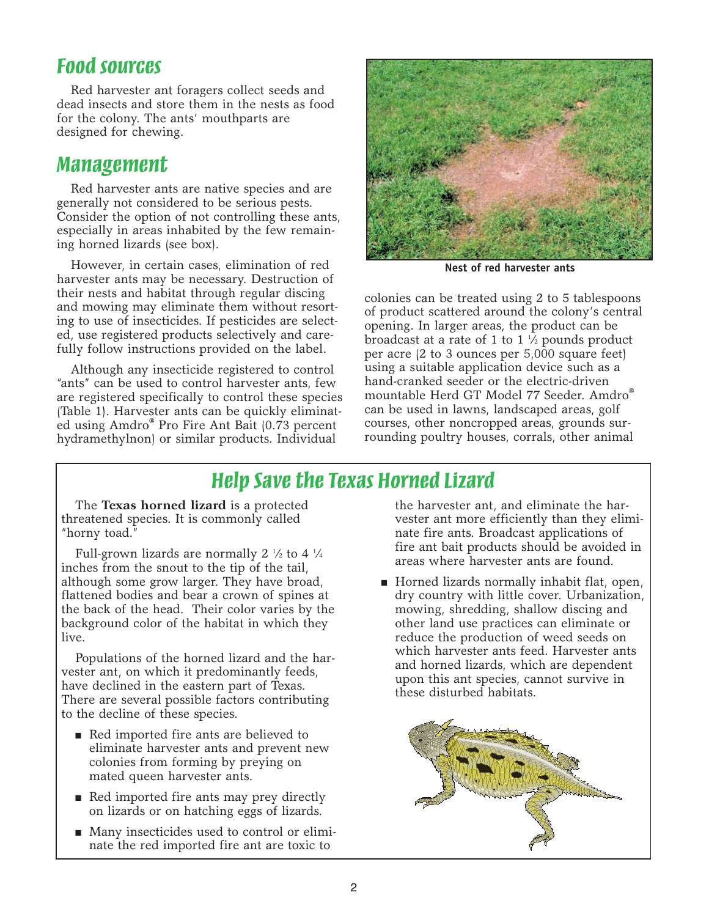## Food sources

Red harvester ant foragers collect seeds and dead insects and store them in the nests as food for the colony. The ants' mouthparts are designed for chewing.

## Management

Red harvester ants are native species and are generally not considered to be serious pests. Consider the option of not controlling these ants, especially in areas inhabited by the few remaining horned lizards (see box).

However, in certain cases, elimination of red harvester ants may be necessary. Destruction of their nests and habitat through regular discing and mowing may eliminate them without resorting to use of insecticides. If pesticides are selected, use registered products selectively and carefully follow instructions provided on the label.

Although any insecticide registered to control "ants" can be used to control harvester ants, few are registered specifically to control these species (Table 1). Harvester ants can be quickly eliminated using Amdro® Pro Fire Ant Bait (0.73 percent hydramethylnon) or similar products. Individual colonies can be treated using 2 to 5 tablespoons of product scattered around the colony's central opening. In larger areas, the product can be broadcast at a rate of 1 to 1 ½ pounds product per acre (2 to 3 ounces per 5,000 square feet) using a suitable application device such as a hand-cranked seeder or the electric-driven mountable Herd GT Model 77 Seeder. Amdro® can be used in lawns, landscaped areas, golf courses, other noncropped areas, grounds surrounding poultry houses, corrals, other animal

**Nest of red harvester ants**

## Help Save the Texas Horned Lizard

The **Texas horned lizard** is a protected threatened species. It is commonly called "horny toad."

Full-grown lizards are normally 2 ½ to 4 ¼ inches from the snout to the tip of the tail, although some grow larger. They have broad, flattened bodies and bear a crown of spines at the back of the head. Their color varies by the background color of the habitat in which they live.

Populations of the horned lizard and the harvester ant, on which it predominantly feeds, have declined in the eastern part of Texas. There are several possible factors contributing to the decline of these species.

- Red imported fire ants are believed to eliminate harvester ants and prevent new colonies from forming by preying on mated queen harvester ants.
- Red imported fire ants may prey directly on lizards or on hatching eggs of lizards.
- Many insecticides used to control or eliminate the red imported fire ant are toxic to the harvester ant, and eliminate the harvester ant more efficiently than they eliminate fire ants. Broadcast applications of fire ant bait products should be avoided in areas where harvester ants are found.
- Horned lizards normally inhabit flat, open, dry country with little cover. Urbanization, mowing, shredding, shallow discing and other land use practices can eliminate or reduce the production of weed seeds on which harvester ants feed. Harvester ants and horned lizards, which are dependent upon this ant species, cannot survive in these disturbed habitats.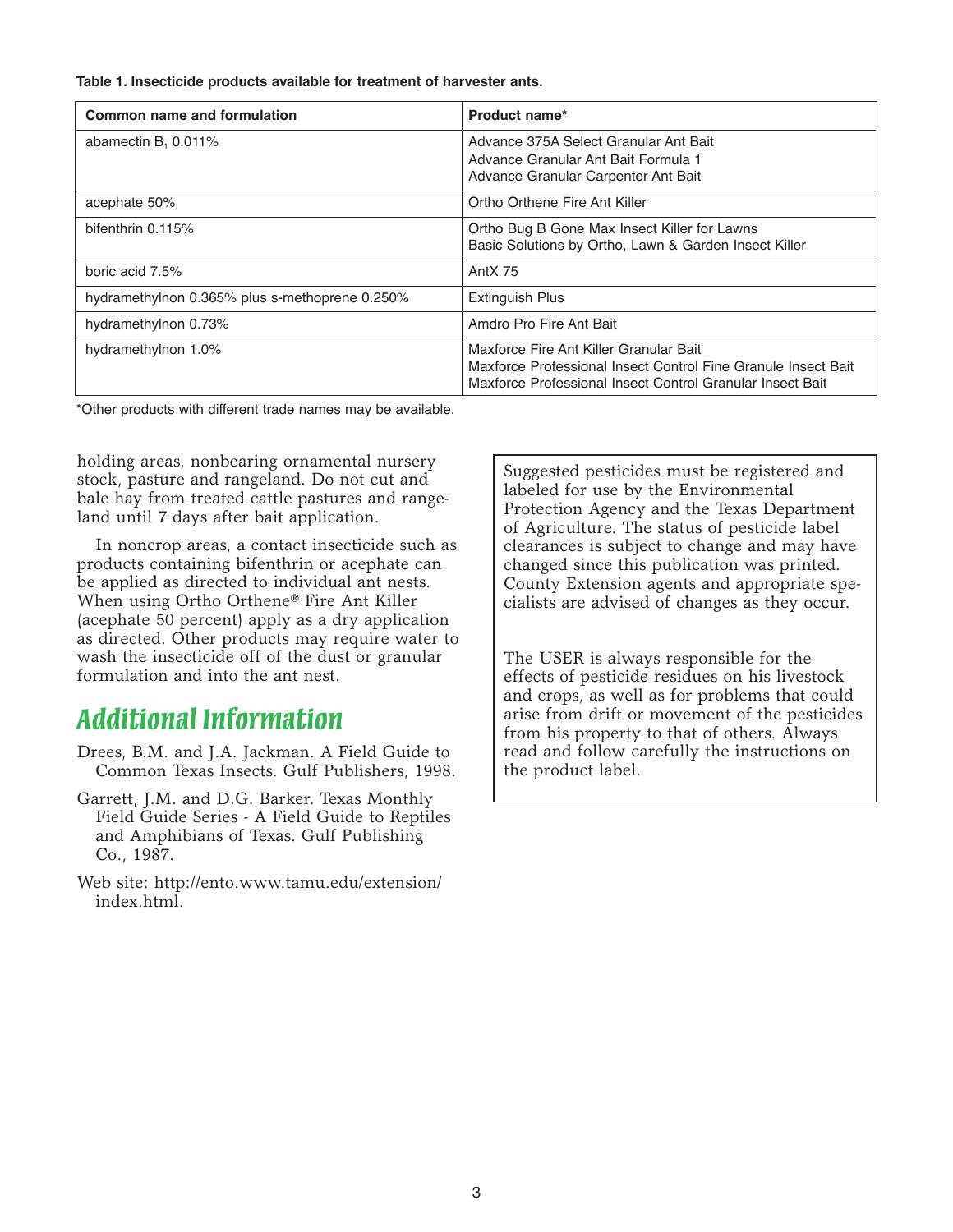**Table 1. Insecticide products available for treatment of harvester ants.**

| Common name and formulation | Product name* |
|---|---|
| abamectin $B_1$ 0.011% | Advance 375A Select Granular Ant Bait<br>Advance Granular Ant Bait Formula 1<br>Advance Granular Carpenter Ant Bait |
| acephate 50% | Ortho Orthene Fire Ant Killer |
| bifenthrin 0.115% | Ortho Bug B Gone Max Insect Killer for Lawns<br>Basic Solutions by Ortho, Lawn & Garden Insect Killer |
| boric acid 7.5% | AntX 75 |
| hydramethylnon 0.365% plus s-methoprene 0.250% | Extinguish Plus |
| hydramethylnon 0.73% | Amdro Pro Fire Ant Bait |
| hydramethylnon 1.0% | Maxforce Fire Ant Killer Granular Bait<br>Maxforce Professional Insect Control Fine Granule Insect Bait<br>Maxforce Professional Insect Control Granular Insect Bait |

*Other products with different trade names may be available.

holding areas, nonbearing ornamental nursery stock, pasture and rangeland. Do not cut and bale hay from treated cattle pastures and rangeland until 7 days after bait application.

In noncrop areas, a contact insecticide such as products containing bifenthrin or acephate can be applied as directed to individual ant nests. When using Ortho Orthene® Fire Ant Killer (acephate 50 percent) apply as a dry application as directed. Other products may require water to wash the insecticide off of the dust or granular formulation and into the ant nest.

## Additional Information

Drees, B.M. and J.A. Jackman. A Field Guide to Common Texas Insects. Gulf Publishers, 1998.

Garrett, J.M. and D.G. Barker. Texas Monthly Field Guide Series - A Field Guide to Reptiles and Amphibians of Texas. Gulf Publishing Co., 1987.

Web site: http://ento.www.tamu.edu/extension/index.html.

Suggested pesticides must be registered and labeled for use by the Environmental Protection Agency and the Texas Department of Agriculture. The status of pesticide label clearances is subject to change and may have changed since this publication was printed. County Extension agents and appropriate specialists are advised of changes as they occur.

The USER is always responsible for the effects of pesticide residues on his livestock and crops, as well as for problems that could arise from drift or movement of the pesticides from his property to that of others. Always read and follow carefully the instructions on the product label.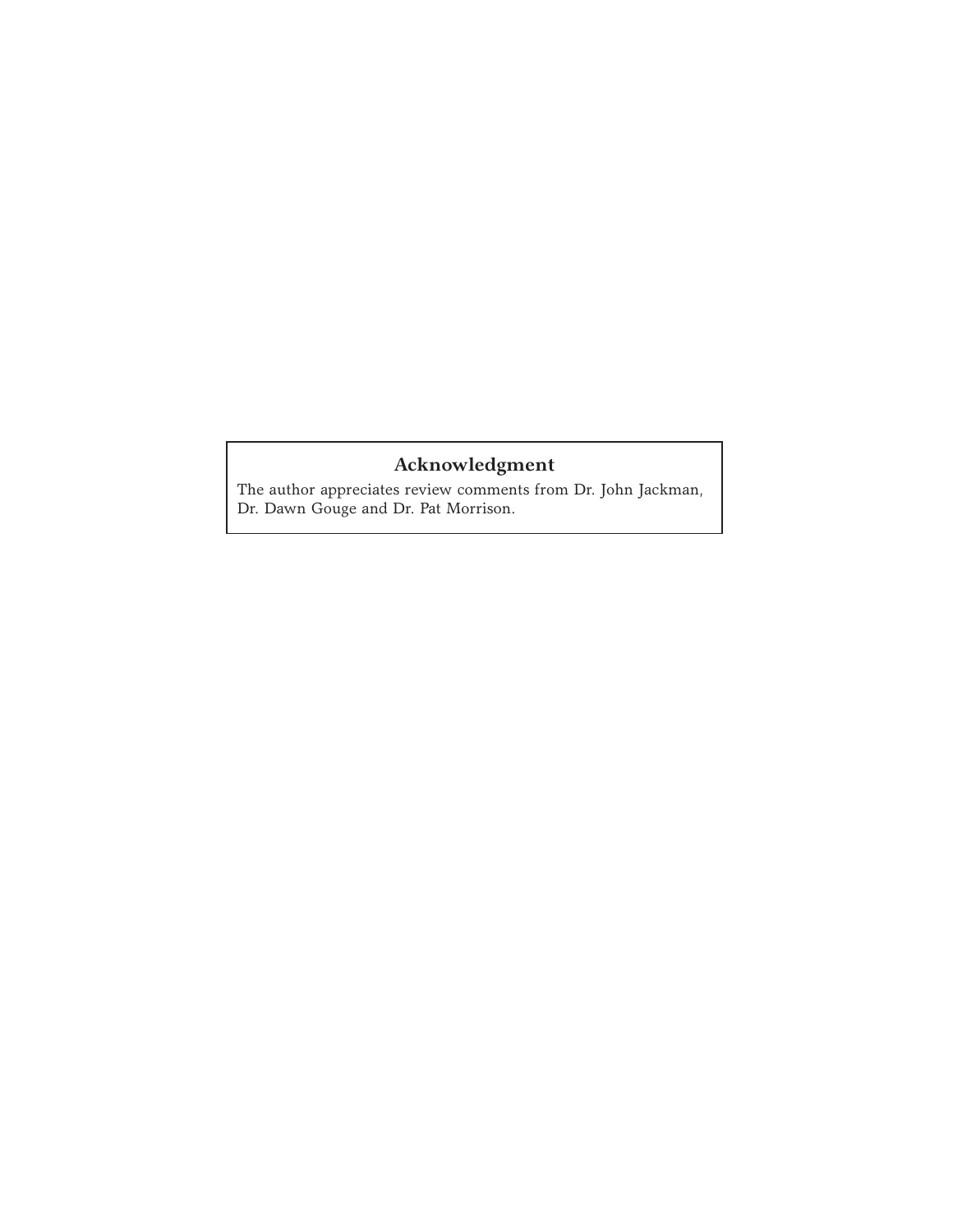## Acknowledgment

The author appreciates review comments from Dr. John Jackman, Dr. Dawn Gouge and Dr. Pat Morrison.